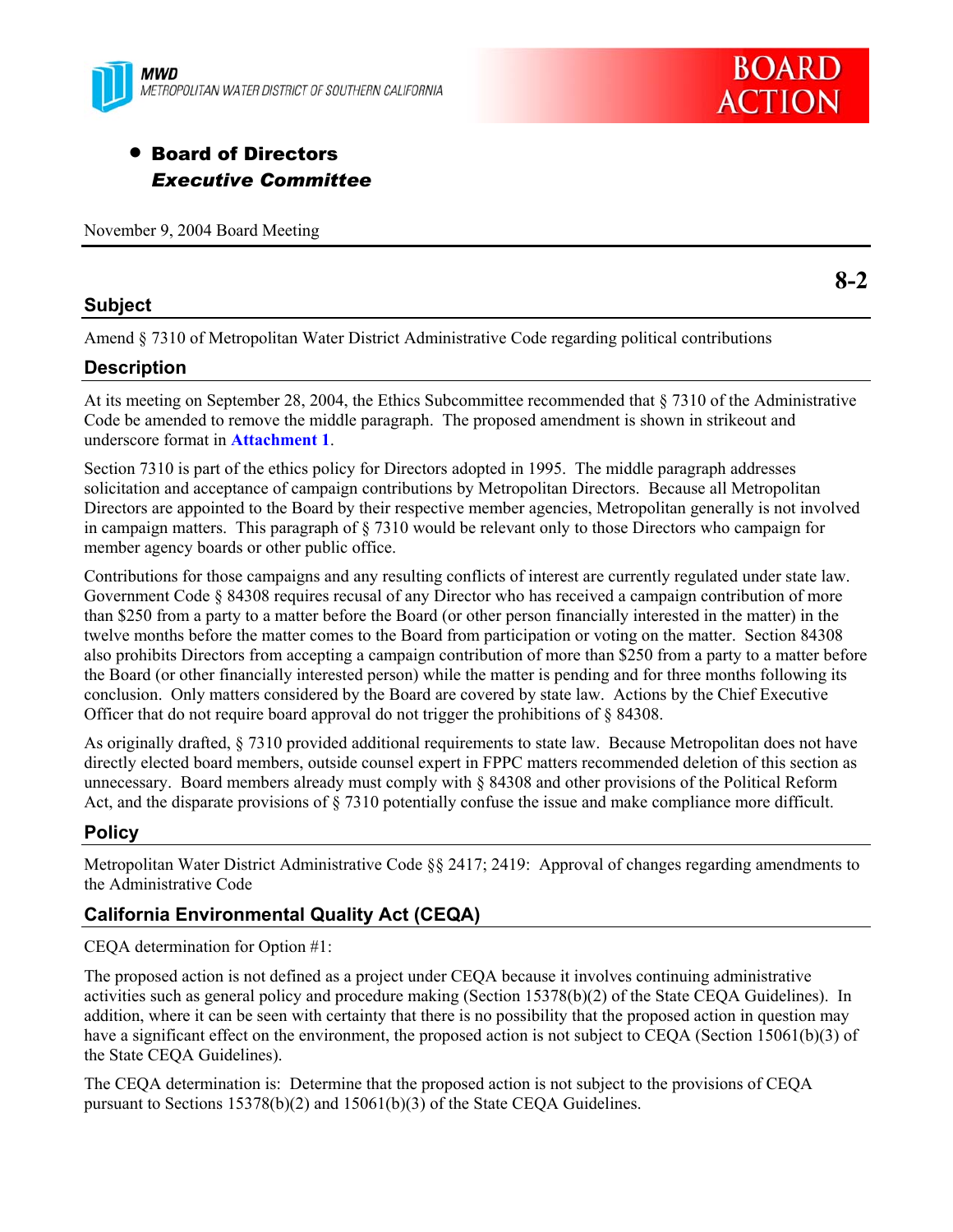MWD
METROPOLITAN WATER DISTRICT OF SOUTHERN CALIFORNIA

BOARD ACTION

- **Board of Directors**
  ***Executive Committee***

November 9, 2004 Board Meeting

**8-2**

## Subject

Amend § 7310 of Metropolitan Water District Administrative Code regarding political contributions

## Description

At its meeting on September 28, 2004, the Ethics Subcommittee recommended that § 7310 of the Administrative Code be amended to remove the middle paragraph. The proposed amendment is shown in strikeout and underscore format in **Attachment 1**.

Section 7310 is part of the ethics policy for Directors adopted in 1995. The middle paragraph addresses solicitation and acceptance of campaign contributions by Metropolitan Directors. Because all Metropolitan Directors are appointed to the Board by their respective member agencies, Metropolitan generally is not involved in campaign matters. This paragraph of § 7310 would be relevant only to those Directors who campaign for member agency boards or other public office.

Contributions for those campaigns and any resulting conflicts of interest are currently regulated under state law. Government Code § 84308 requires recusal of any Director who has received a campaign contribution of more than $250 from a party to a matter before the Board (or other person financially interested in the matter) in the twelve months before the matter comes to the Board from participation or voting on the matter. Section 84308 also prohibits Directors from accepting a campaign contribution of more than $250 from a party to a matter before the Board (or other financially interested person) while the matter is pending and for three months following its conclusion. Only matters considered by the Board are covered by state law. Actions by the Chief Executive Officer that do not require board approval do not trigger the prohibitions of § 84308.

As originally drafted, § 7310 provided additional requirements to state law. Because Metropolitan does not have directly elected board members, outside counsel expert in FPPC matters recommended deletion of this section as unnecessary. Board members already must comply with § 84308 and other provisions of the Political Reform Act, and the disparate provisions of § 7310 potentially confuse the issue and make compliance more difficult.

## Policy

Metropolitan Water District Administrative Code §§ 2417; 2419: Approval of changes regarding amendments to the Administrative Code

## California Environmental Quality Act (CEQA)

CEQA determination for Option #1:

The proposed action is not defined as a project under CEQA because it involves continuing administrative activities such as general policy and procedure making (Section 15378(b)(2) of the State CEQA Guidelines). In addition, where it can be seen with certainty that there is no possibility that the proposed action in question may have a significant effect on the environment, the proposed action is not subject to CEQA (Section 15061(b)(3) of the State CEQA Guidelines).

The CEQA determination is: Determine that the proposed action is not subject to the provisions of CEQA pursuant to Sections 15378(b)(2) and 15061(b)(3) of the State CEQA Guidelines.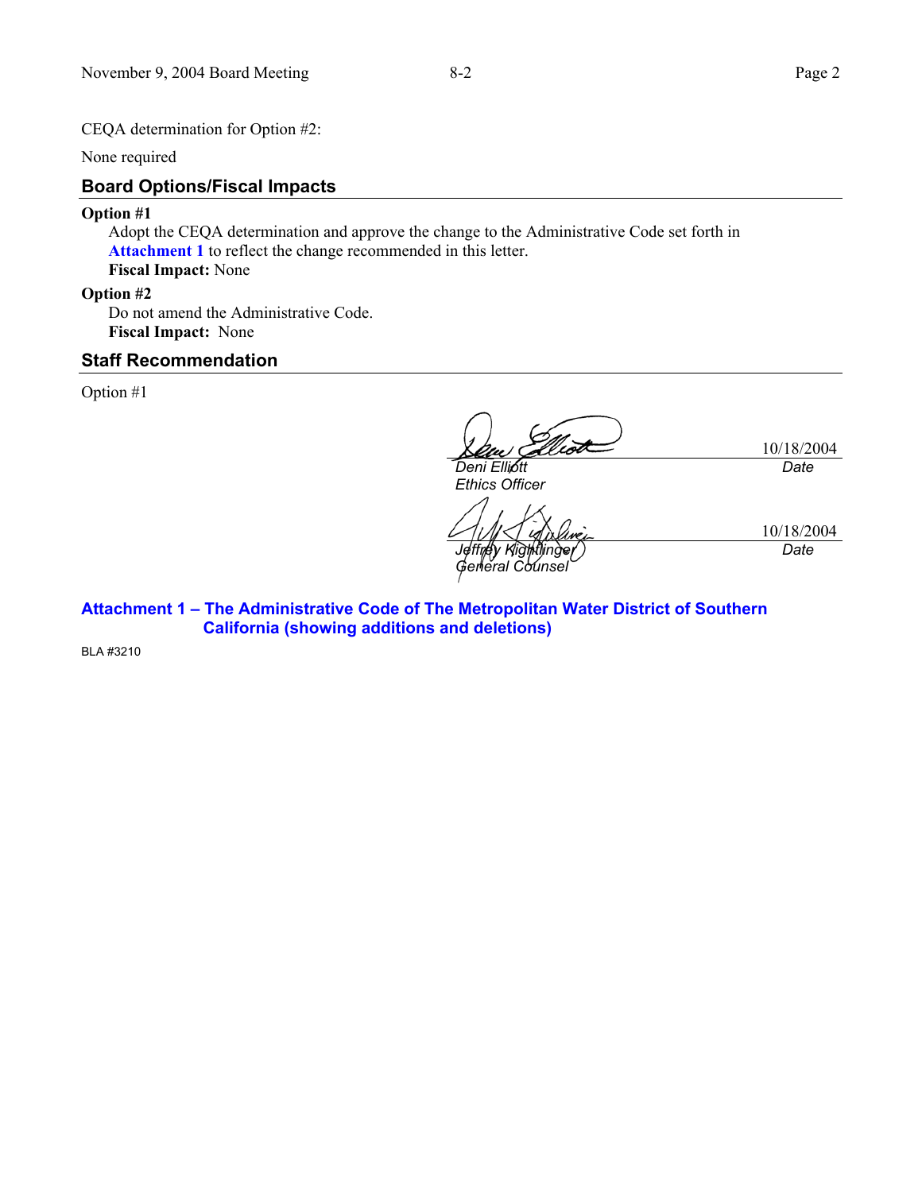CEQA determination for Option #2:

None required

## Board Options/Fiscal Impacts

**Option #1**

Adopt the CEQA determination and approve the change to the Administrative Code set forth in **Attachment 1** to reflect the change recommended in this letter.
**Fiscal Impact:** None

**Option #2**

Do not amend the Administrative Code.
**Fiscal Impact:** None

## Staff Recommendation

Option #1

| | |
|---|---|
| *Deni Elliott* | 10/18/2004 |
| *Ethics Officer* | *Date* |

| | |
|---|---|
| *Jeffrey Kightlinger* | 10/18/2004 |
| *General Counsel* | *Date* |

**Attachment 1 – The Administrative Code of The Metropolitan Water District of Southern California (showing additions and deletions)**

BLA #3210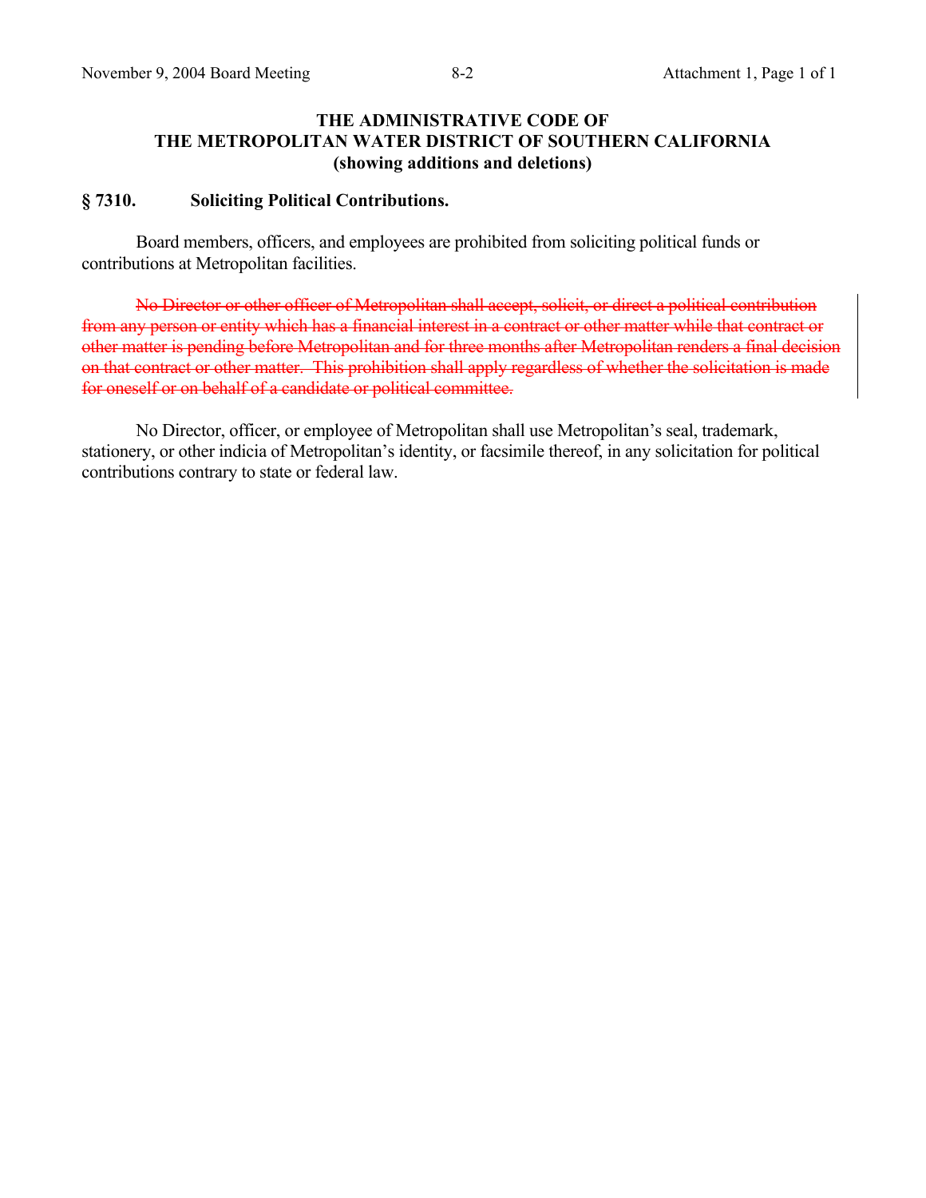**THE ADMINISTRATIVE CODE OF**
**THE METROPOLITAN WATER DISTRICT OF SOUTHERN CALIFORNIA**
**(showing additions and deletions)**

## § 7310. Soliciting Political Contributions.

Board members, officers, and employees are prohibited from soliciting political funds or contributions at Metropolitan facilities.

~~No Director or other officer of Metropolitan shall accept, solicit, or direct a political contribution from any person or entity which has a financial interest in a contract or other matter while that contract or other matter is pending before Metropolitan and for three months after Metropolitan renders a final decision on that contract or other matter. This prohibition shall apply regardless of whether the solicitation is made for oneself or on behalf of a candidate or political committee.~~

No Director, officer, or employee of Metropolitan shall use Metropolitan's seal, trademark, stationery, or other indicia of Metropolitan's identity, or facsimile thereof, in any solicitation for political contributions contrary to state or federal law.